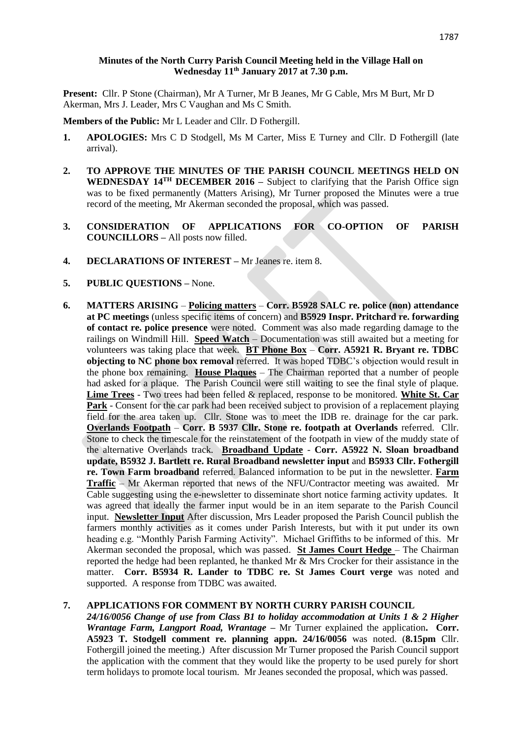**Minutes of the North Curry Parish Council Meeting held in the Village Hall on Wednesday 11th January 2017 at 7.30 p.m.**

**Present:** Cllr. P Stone (Chairman), Mr A Turner, Mr B Jeanes, Mr G Cable, Mrs M Burt, Mr D Akerman, Mrs J. Leader, Mrs C Vaughan and Ms C Smith.

**Members of the Public:** Mr L Leader and Cllr. D Fothergill.

1. **APOLOGIES:** Mrs C D Stodgell, Ms M Carter, Miss E Turney and Cllr. D Fothergill (late arrival).

2. **TO APPROVE THE MINUTES OF THE PARISH COUNCIL MEETINGS HELD ON WEDNESDAY 14TH DECEMBER 2016 –** Subject to clarifying that the Parish Office sign was to be fixed permanently (Matters Arising), Mr Turner proposed the Minutes were a true record of the meeting, Mr Akerman seconded the proposal, which was passed.

3. **CONSIDERATION OF APPLICATIONS FOR CO-OPTION OF PARISH COUNCILLORS –** All posts now filled.

4. **DECLARATIONS OF INTEREST –** Mr Jeanes re. item 8.

5. **PUBLIC QUESTIONS –** None.

6. **MATTERS ARISING** – **Policing matters** – **Corr. B5928 SALC re. police (non) attendance at PC meetings** (unless specific items of concern) and **B5929 Inspr. Pritchard re. forwarding of contact re. police presence** were noted. Comment was also made regarding damage to the railings on Windmill Hill. **Speed Watch** – Documentation was still awaited but a meeting for volunteers was taking place that week. **BT Phone Box** – **Corr. A5921 R. Bryant re. TDBC objecting to NC phone box removal** referred. It was hoped TDBC's objection would result in the phone box remaining. **House Plaques** – The Chairman reported that a number of people had asked for a plaque. The Parish Council were still waiting to see the final style of plaque. **Lime Trees** - Two trees had been felled & replaced, response to be monitored. **White St. Car Park** - Consent for the car park had been received subject to provision of a replacement playing field for the area taken up. Cllr. Stone was to meet the IDB re. drainage for the car park. **Overlands Footpath** – **Corr. B 5937 Cllr. Stone re. footpath at Overlands** referred. Cllr. Stone to check the timescale for the reinstatement of the footpath in view of the muddy state of the alternative Overlands track. **Broadband Update** - **Corr. A5922 N. Sloan broadband update, B5932 J. Bartlett re. Rural Broadband newsletter input** and **B5933 Cllr. Fothergill re. Town Farm broadband** referred. Balanced information to be put in the newsletter. **Farm Traffic** – Mr Akerman reported that news of the NFU/Contractor meeting was awaited. Mr Cable suggesting using the e-newsletter to disseminate short notice farming activity updates. It was agreed that ideally the farmer input would be in an item separate to the Parish Council input. **Newsletter Input** After discussion, Mrs Leader proposed the Parish Council publish the farmers monthly activities as it comes under Parish Interests, but with it put under its own heading e.g. "Monthly Parish Farming Activity". Michael Griffiths to be informed of this. Mr Akerman seconded the proposal, which was passed. **St James Court Hedge** – The Chairman reported the hedge had been replanted, he thanked Mr & Mrs Crocker for their assistance in the matter. **Corr. B5934 R. Lander to TDBC re. St James Court verge** was noted and supported. A response from TDBC was awaited.

7. **APPLICATIONS FOR COMMENT BY NORTH CURRY PARISH COUNCIL**
   ***24/16/0056 Change of use from Class B1 to holiday accommodation at Units 1 & 2 Higher Wrantage Farm, Langport Road, Wrantage –*** Mr Turner explained the application**. Corr. A5923 T. Stodgell comment re. planning appn. 24/16/0056** was noted. (**8.15pm** Cllr. Fothergill joined the meeting.) After discussion Mr Turner proposed the Parish Council support the application with the comment that they would like the property to be used purely for short term holidays to promote local tourism. Mr Jeanes seconded the proposal, which was passed.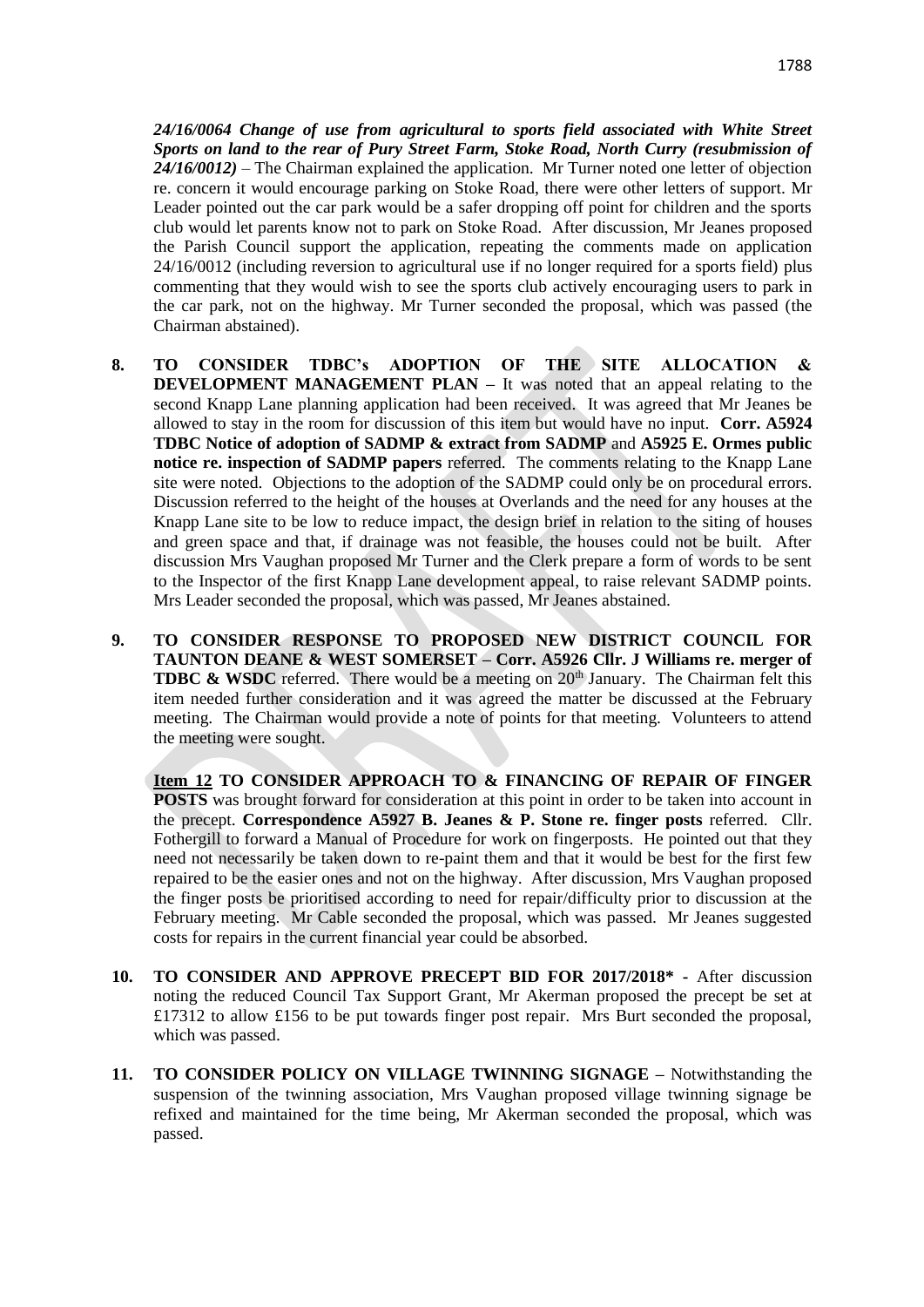*24/16/0064 Change of use from agricultural to sports field associated with White Street Sports on land to the rear of Pury Street Farm, Stoke Road, North Curry (resubmission of 24/16/0012)* – The Chairman explained the application. Mr Turner noted one letter of objection re. concern it would encourage parking on Stoke Road, there were other letters of support. Mr Leader pointed out the car park would be a safer dropping off point for children and the sports club would let parents know not to park on Stoke Road. After discussion, Mr Jeanes proposed the Parish Council support the application, repeating the comments made on application 24/16/0012 (including reversion to agricultural use if no longer required for a sports field) plus commenting that they would wish to see the sports club actively encouraging users to park in the car park, not on the highway. Mr Turner seconded the proposal, which was passed (the Chairman abstained).

8. **TO CONSIDER TDBC's ADOPTION OF THE SITE ALLOCATION & DEVELOPMENT MANAGEMENT PLAN –** It was noted that an appeal relating to the second Knapp Lane planning application had been received. It was agreed that Mr Jeanes be allowed to stay in the room for discussion of this item but would have no input. **Corr. A5924 TDBC Notice of adoption of SADMP & extract from SADMP** and **A5925 E. Ormes public notice re. inspection of SADMP papers** referred. The comments relating to the Knapp Lane site were noted. Objections to the adoption of the SADMP could only be on procedural errors. Discussion referred to the height of the houses at Overlands and the need for any houses at the Knapp Lane site to be low to reduce impact, the design brief in relation to the siting of houses and green space and that, if drainage was not feasible, the houses could not be built. After discussion Mrs Vaughan proposed Mr Turner and the Clerk prepare a form of words to be sent to the Inspector of the first Knapp Lane development appeal, to raise relevant SADMP points. Mrs Leader seconded the proposal, which was passed, Mr Jeanes abstained.

9. **TO CONSIDER RESPONSE TO PROPOSED NEW DISTRICT COUNCIL FOR TAUNTON DEANE & WEST SOMERSET – Corr. A5926 Cllr. J Williams re. merger of TDBC & WSDC** referred. There would be a meeting on 20th January. The Chairman felt this item needed further consideration and it was agreed the matter be discussed at the February meeting. The Chairman would provide a note of points for that meeting. Volunteers to attend the meeting were sought.

   **Item 12 TO CONSIDER APPROACH TO & FINANCING OF REPAIR OF FINGER POSTS** was brought forward for consideration at this point in order to be taken into account in the precept. **Correspondence A5927 B. Jeanes & P. Stone re. finger posts** referred. Cllr. Fothergill to forward a Manual of Procedure for work on fingerposts. He pointed out that they need not necessarily be taken down to re-paint them and that it would be best for the first few repaired to be the easier ones and not on the highway. After discussion, Mrs Vaughan proposed the finger posts be prioritised according to need for repair/difficulty prior to discussion at the February meeting. Mr Cable seconded the proposal, which was passed. Mr Jeanes suggested costs for repairs in the current financial year could be absorbed.

10. **TO CONSIDER AND APPROVE PRECEPT BID FOR 2017/2018*** - After discussion noting the reduced Council Tax Support Grant, Mr Akerman proposed the precept be set at £17312 to allow £156 to be put towards finger post repair. Mrs Burt seconded the proposal, which was passed.

11. **TO CONSIDER POLICY ON VILLAGE TWINNING SIGNAGE –** Notwithstanding the suspension of the twinning association, Mrs Vaughan proposed village twinning signage be refixed and maintained for the time being, Mr Akerman seconded the proposal, which was passed.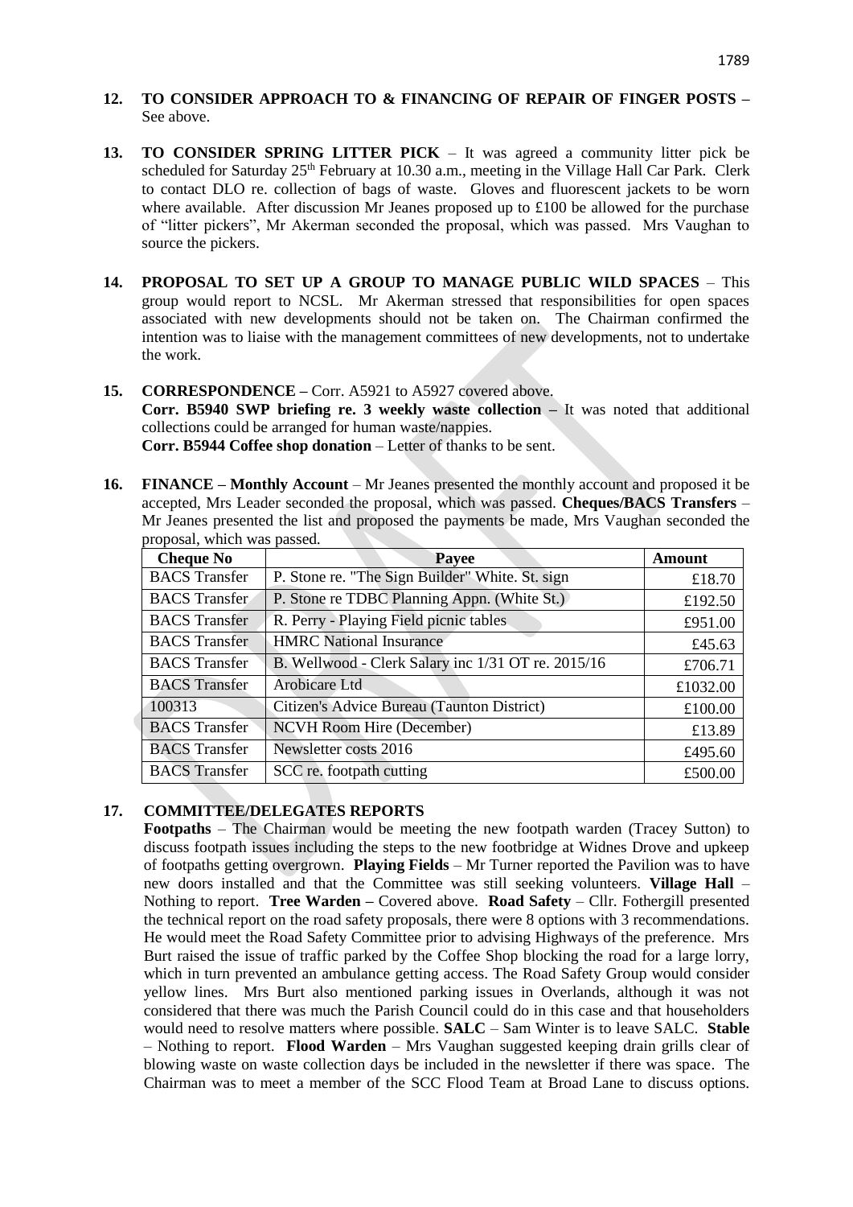**12. TO CONSIDER APPROACH TO & FINANCING OF REPAIR OF FINGER POSTS –** See above.

**13. TO CONSIDER SPRING LITTER PICK** – It was agreed a community litter pick be scheduled for Saturday 25th February at 10.30 a.m., meeting in the Village Hall Car Park. Clerk to contact DLO re. collection of bags of waste. Gloves and fluorescent jackets to be worn where available. After discussion Mr Jeanes proposed up to £100 be allowed for the purchase of "litter pickers", Mr Akerman seconded the proposal, which was passed. Mrs Vaughan to source the pickers.

**14. PROPOSAL TO SET UP A GROUP TO MANAGE PUBLIC WILD SPACES** – This group would report to NCSL. Mr Akerman stressed that responsibilities for open spaces associated with new developments should not be taken on. The Chairman confirmed the intention was to liaise with the management committees of new developments, not to undertake the work.

**15. CORRESPONDENCE –** Corr. A5921 to A5927 covered above.
**Corr. B5940 SWP briefing re. 3 weekly waste collection –** It was noted that additional collections could be arranged for human waste/nappies.
**Corr. B5944 Coffee shop donation** – Letter of thanks to be sent.

**16. FINANCE – Monthly Account** – Mr Jeanes presented the monthly account and proposed it be accepted, Mrs Leader seconded the proposal, which was passed. **Cheques/BACS Transfers** – Mr Jeanes presented the list and proposed the payments be made, Mrs Vaughan seconded the proposal, which was passed.

| Cheque No | Payee | Amount |
|---|---|---|
| BACS Transfer | P. Stone re. "The Sign Builder" White. St. sign | £18.70 |
| BACS Transfer | P. Stone re TDBC Planning Appn. (White St.) | £192.50 |
| BACS Transfer | R. Perry - Playing Field picnic tables | £951.00 |
| BACS Transfer | HMRC National Insurance | £45.63 |
| BACS Transfer | B. Wellwood - Clerk Salary inc 1/31 OT re. 2015/16 | £706.71 |
| BACS Transfer | Arobicare Ltd | £1032.00 |
| 100313 | Citizen's Advice Bureau (Taunton District) | £100.00 |
| BACS Transfer | NCVH Room Hire (December) | £13.89 |
| BACS Transfer | Newsletter costs 2016 | £495.60 |
| BACS Transfer | SCC re. footpath cutting | £500.00 |

**17. COMMITTEE/DELEGATES REPORTS**
**Footpaths** – The Chairman would be meeting the new footpath warden (Tracey Sutton) to discuss footpath issues including the steps to the new footbridge at Widnes Drove and upkeep of footpaths getting overgrown. **Playing Fields** – Mr Turner reported the Pavilion was to have new doors installed and that the Committee was still seeking volunteers. **Village Hall** – Nothing to report. **Tree Warden –** Covered above. **Road Safety** – Cllr. Fothergill presented the technical report on the road safety proposals, there were 8 options with 3 recommendations. He would meet the Road Safety Committee prior to advising Highways of the preference. Mrs Burt raised the issue of traffic parked by the Coffee Shop blocking the road for a large lorry, which in turn prevented an ambulance getting access. The Road Safety Group would consider yellow lines. Mrs Burt also mentioned parking issues in Overlands, although it was not considered that there was much the Parish Council could do in this case and that householders would need to resolve matters where possible. **SALC** – Sam Winter is to leave SALC. **Stable** – Nothing to report. **Flood Warden** – Mrs Vaughan suggested keeping drain grills clear of blowing waste on waste collection days be included in the newsletter if there was space. The Chairman was to meet a member of the SCC Flood Team at Broad Lane to discuss options.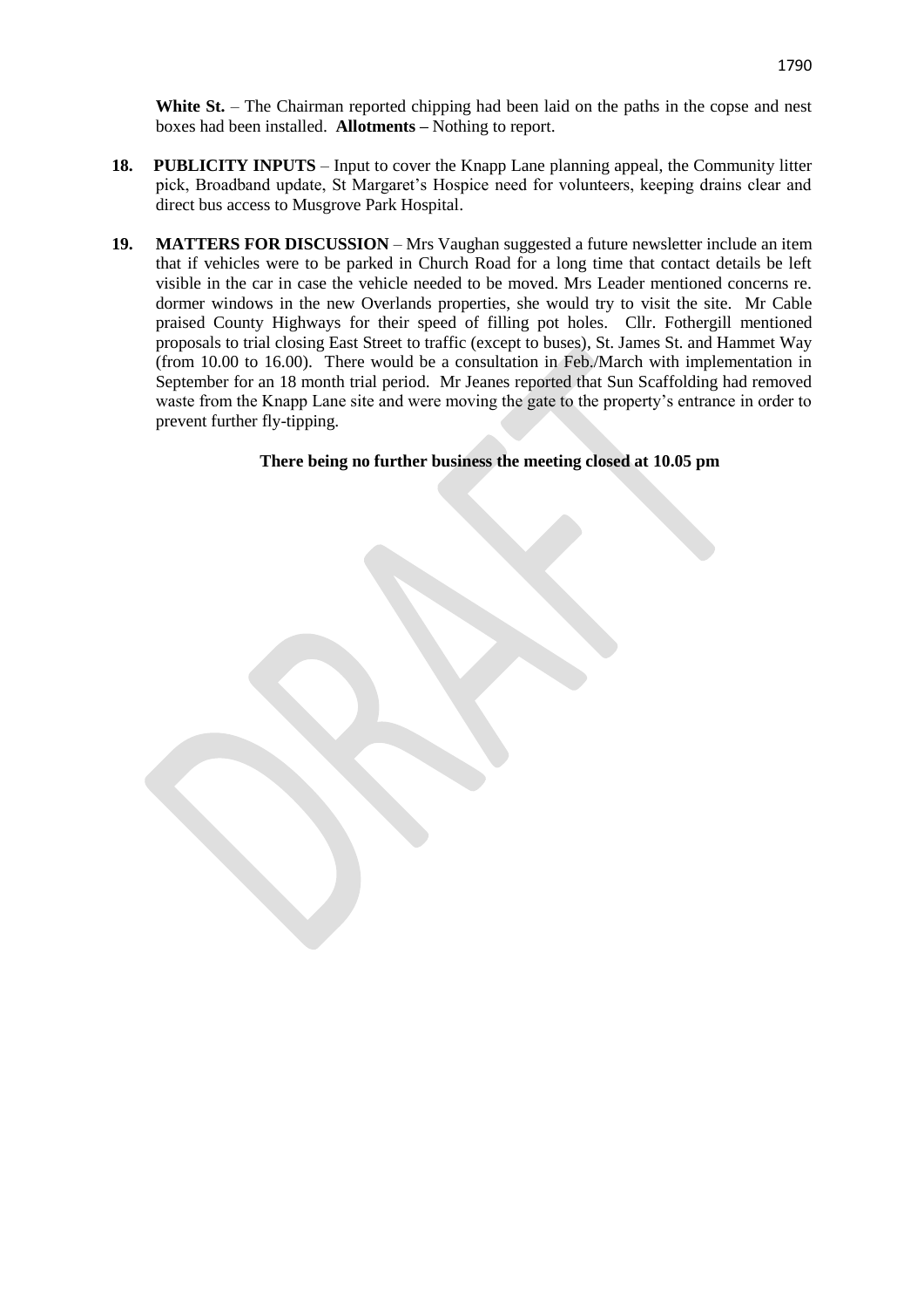**White St.** – The Chairman reported chipping had been laid on the paths in the copse and nest boxes had been installed. **Allotments –** Nothing to report.

**18. PUBLICITY INPUTS** – Input to cover the Knapp Lane planning appeal, the Community litter pick, Broadband update, St Margaret's Hospice need for volunteers, keeping drains clear and direct bus access to Musgrove Park Hospital.

**19. MATTERS FOR DISCUSSION** – Mrs Vaughan suggested a future newsletter include an item that if vehicles were to be parked in Church Road for a long time that contact details be left visible in the car in case the vehicle needed to be moved. Mrs Leader mentioned concerns re. dormer windows in the new Overlands properties, she would try to visit the site. Mr Cable praised County Highways for their speed of filling pot holes. Cllr. Fothergill mentioned proposals to trial closing East Street to traffic (except to buses), St. James St. and Hammet Way (from 10.00 to 16.00). There would be a consultation in Feb./March with implementation in September for an 18 month trial period. Mr Jeanes reported that Sun Scaffolding had removed waste from the Knapp Lane site and were moving the gate to the property's entrance in order to prevent further fly-tipping.

**There being no further business the meeting closed at 10.05 pm**